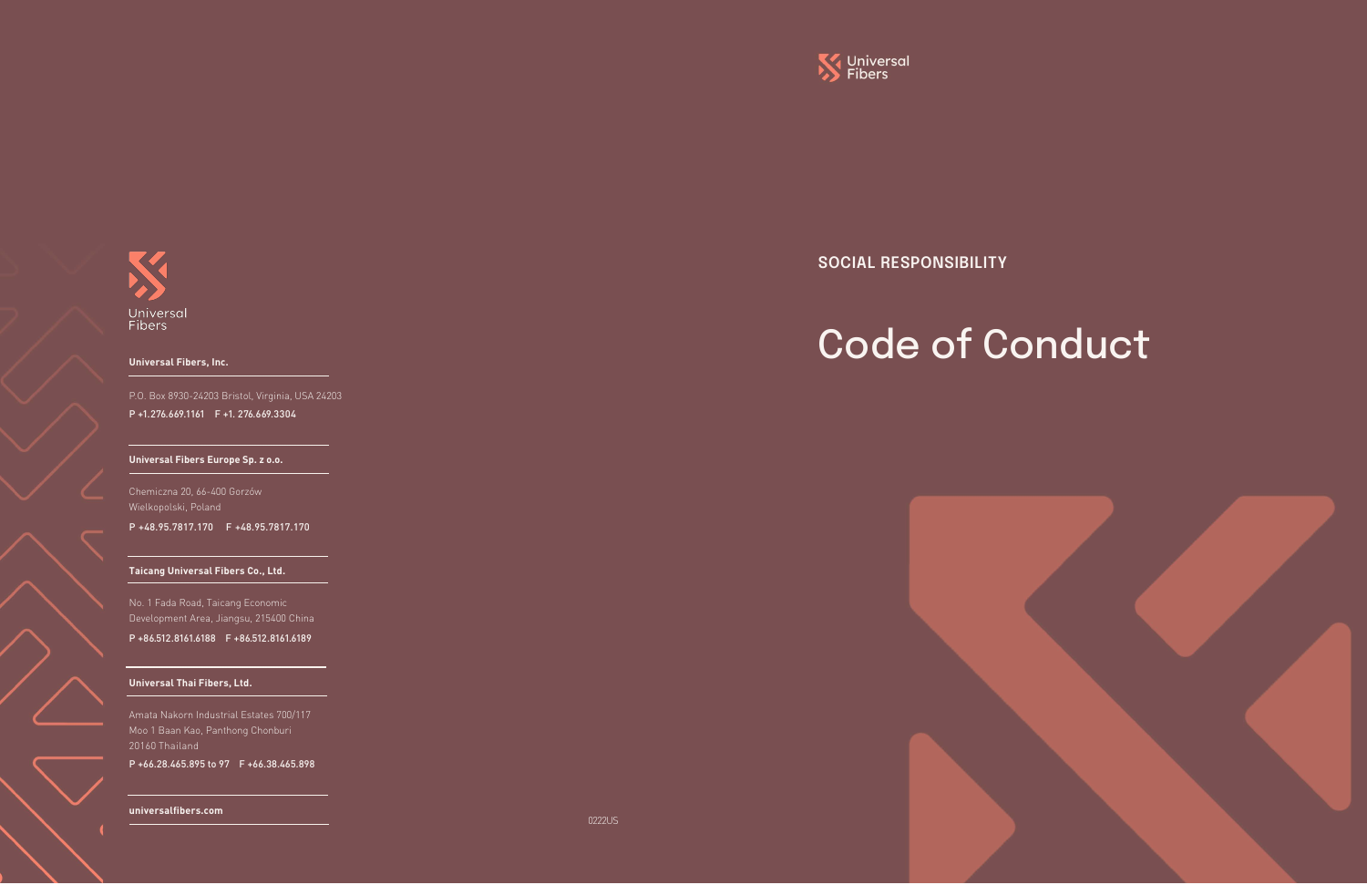Universal Fibers

**Universal Fibers, Inc.**

P.O. Box 8930-24203 Bristol, Virginia, USA 24203

P +1.276.669.1161 F +1. 276.669.3304

**Universal Fibers Europe Sp. z o.o.**

Chemiczna 20, 66-400 Gorzów Wielkopolski, Poland

P +48.95.7817.170 F +48.95.7817.170

**Taicang Universal Fibers Co., Ltd.**

No. 1 Fada Road, Taicang Economic Development Area, Jiangsu, 215400 China

P +86.512.8161.6188 F +86.512.8161.6189

**Universal Thai Fibers, Ltd.**

Amata Nakorn Industrial Estates 700/117 Moo 1 Baan Kao, Panthong Chonburi 20160 Thailand

P +66.28.465.895 to 97 F +66.38.465.898

**universalfibers.com**

0222US

Universal Fibers

## SOCIAL RESPONSIBILITY

# Code of Conduct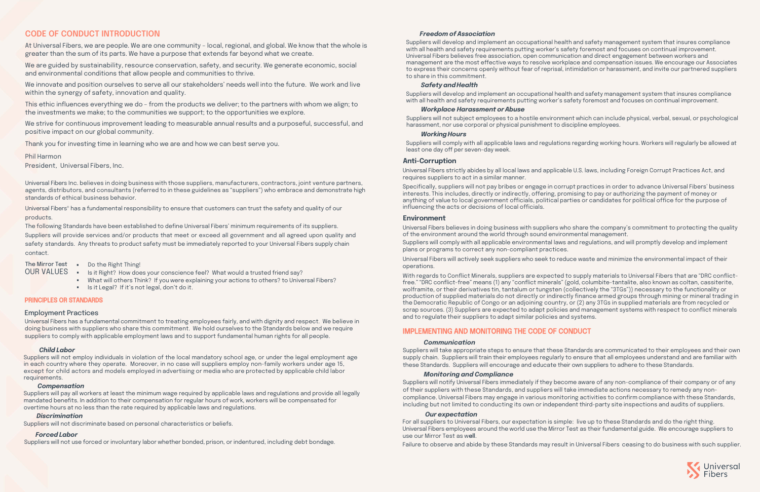## CODE OF CONDUCT INTRODUCTION

At Universal Fibers, we are people. We are one community – local, regional, and global. We know that the whole is greater than the sum of its parts. We have a purpose that extends far beyond what we create.

We are guided by sustainability, resource conservation, safety, and security. We generate economic, social and environmental conditions that allow people and communities to thrive.

We innovate and position ourselves to serve all our stakeholders' needs well into the future. We work and live within the synergy of safety, innovation and quality.

This ethic influences everything we do – from the products we deliver; to the partners with whom we align; to the investments we make; to the communities we support; to the opportunities we explore.

We strive for continuous improvement leading to measurable annual results and a purposeful, successful, and positive impact on our global community.

Thank you for investing time in learning who we are and how we can best serve you.

Phil Harmon
President, Universal Fibers, Inc.

Universal Fibers Inc. believes in doing business with those suppliers, manufacturers, contractors, joint venture partners, agents, distributors, and consultants (referred to in these guidelines as "suppliers") who embrace and demonstrate high standards of ethical business behavior.

Universal Fibers® has a fundamental responsibility to ensure that customers can trust the safety and quality of our products.

The following Standards have been established to define Universal Fibers' minimum requirements of its suppliers. Suppliers will provide services and/or products that meet or exceed all government and all agreed upon quality and safety standards. Any threats to product safety must be immediately reported to your Universal Fibers supply chain contact.

The Mirror Test
OUR VALUES

- Do the Right Thing!
- Is it Right? How does your conscience feel? What would a trusted friend say?
- What will others Think? If you were explaining your actions to others? to Universal Fibers?
- Is it Legal? If it's not legal, don't do it.

## PRINCIPLES OR STANDARDS

### Employment Practices

Universal Fibers has a fundamental commitment to treating employees fairly, and with dignity and respect. We believe in doing business with suppliers who share this commitment. We hold ourselves to the Standards below and we require suppliers to comply with applicable employment laws and to support fundamental human rights for all people.

#### *Child Labor*

Suppliers will not employ individuals in violation of the local mandatory school age, or under the legal employment age in each country where they operate. Moreover, in no case will suppliers employ non-family workers under age 15, except for child actors and models employed in advertising or media who are protected by applicable child labor requirements.

#### *Compensation*

Suppliers will pay all workers at least the minimum wage required by applicable laws and regulations and provide all legally mandated benefits. In addition to their compensation for regular hours of work, workers will be compensated for overtime hours at no less than the rate required by applicable laws and regulations.

#### *Discrimination*

Suppliers will not discriminate based on personal characteristics or beliefs.

#### *Forced Labor*

Suppliers will not use forced or involuntary labor whether bonded, prison, or indentured, including debt bondage.

#### *Freedom of Association*

Suppliers will develop and implement an occupational health and safety management system that insures compliance with all health and safety requirements putting worker's safety foremost and focuses on continual improvement. Universal Fibers believes free association, open communication and direct engagement between workers and management are the most effective ways to resolve workplace and compensation issues. We encourage our Associates to express their concerns openly without fear of reprisal, intimidation or harassment, and invite our partnered suppliers to share in this commitment.

#### *Safety and Health*

Suppliers will develop and implement an occupational health and safety management system that insures compliance with all health and safety requirements putting worker's safety foremost and focuses on continual improvement.

#### *Workplace Harassment or Abuse*

Suppliers will not subject employees to a hostile environment which can include physical, verbal, sexual, or psychological harassment, nor use corporal or physical punishment to discipline employees.

#### *Working Hours*

Suppliers will comply with all applicable laws and regulations regarding working hours. Workers will regularly be allowed at least one day off per seven-day week.

### Anti-Corruption

Universal Fibers strictly abides by all local laws and applicable U.S. laws, including Foreign Corrupt Practices Act, and requires suppliers to act in a similar manner.

Specifically, suppliers will not pay bribes or engage in corrupt practices in order to advance Universal Fibers' business interests. This includes, directly or indirectly, offering, promising to pay or authorizing the payment of money or anything of value to local government officials, political parties or candidates for political office for the purpose of influencing the acts or decisions of local officials.

### Environment

Universal Fibers believes in doing business with suppliers who share the company's commitment to protecting the quality of the environment around the world through sound environmental management.

Suppliers will comply with all applicable environmental laws and regulations, and will promptly develop and implement plans or programs to correct any non-compliant practices.

Universal Fibers will actively seek suppliers who seek to reduce waste and minimize the environmental impact of their operations.

With regards to Conflict Minerals, suppliers are expected to supply materials to Universal Fibers that are "DRC conflict-free." "DRC conflict-free" means (1) any "conflict minerals" (gold, columbite-tantalite, also known as coltan, cassiterite, wolframite, or their derivatives tin, tantalum or tungsten (collectively the "3TGs")) necessary to the functionality or production of supplied materials do not directly or indirectly finance armed groups through mining or mineral trading in the Democratic Republic of Congo or an adjoining country, or (2) any 3TGs in supplied materials are from recycled or scrap sources. (3) Suppliers are expected to adapt policies and management systems with respect to conflict minerals and to regulate their suppliers to adapt similar policies and systems.

## IMPLEMENTING AND MONITORING THE CODE OF CONDUCT

#### *Communication*

Suppliers will take appropriate steps to ensure that these Standards are communicated to their employees and their own supply chain. Suppliers will train their employees regularly to ensure that all employees understand and are familiar with these Standards. Suppliers will encourage and educate their own suppliers to adhere to these Standards.

#### *Monitoring and Compliance*

Suppliers will notify Universal Fibers immediately if they become aware of any non-compliance of their company or of any of their suppliers with these Standards, and suppliers will take immediate actions necessary to remedy any non-compliance. Universal Fibers may engage in various monitoring activities to confirm compliance with these Standards, including but not limited to conducting its own or independent third-party site inspections and audits of suppliers.

#### *Our expectation*

For all suppliers to Universal Fibers, our expectation is simple: live up to these Standards and do the right thing. Universal Fibers employees around the world use the Mirror Test as their fundamental guide. We encourage suppliers to use our Mirror Test as well.

Failure to observe and abide by these Standards may result in Universal Fibers ceasing to do business with such supplier.

Universal Fibers